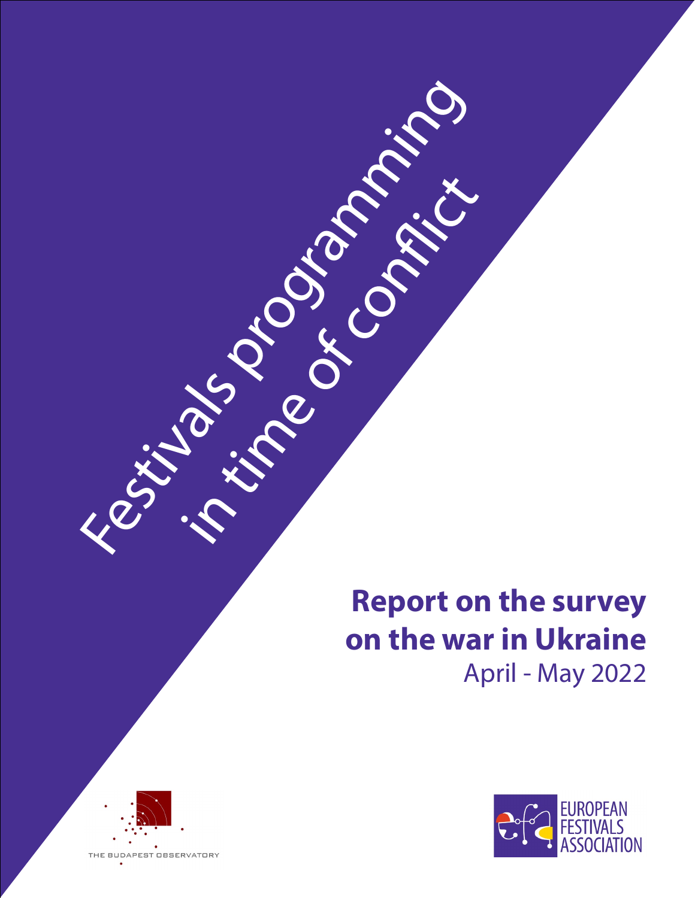# Festivals programming in time of conflict

## Report on the survey on the war in Ukraine

April - May 2022

THE BUDAPEST OBSERVATORY

EUROPEAN FESTIVALS ASSOCIATION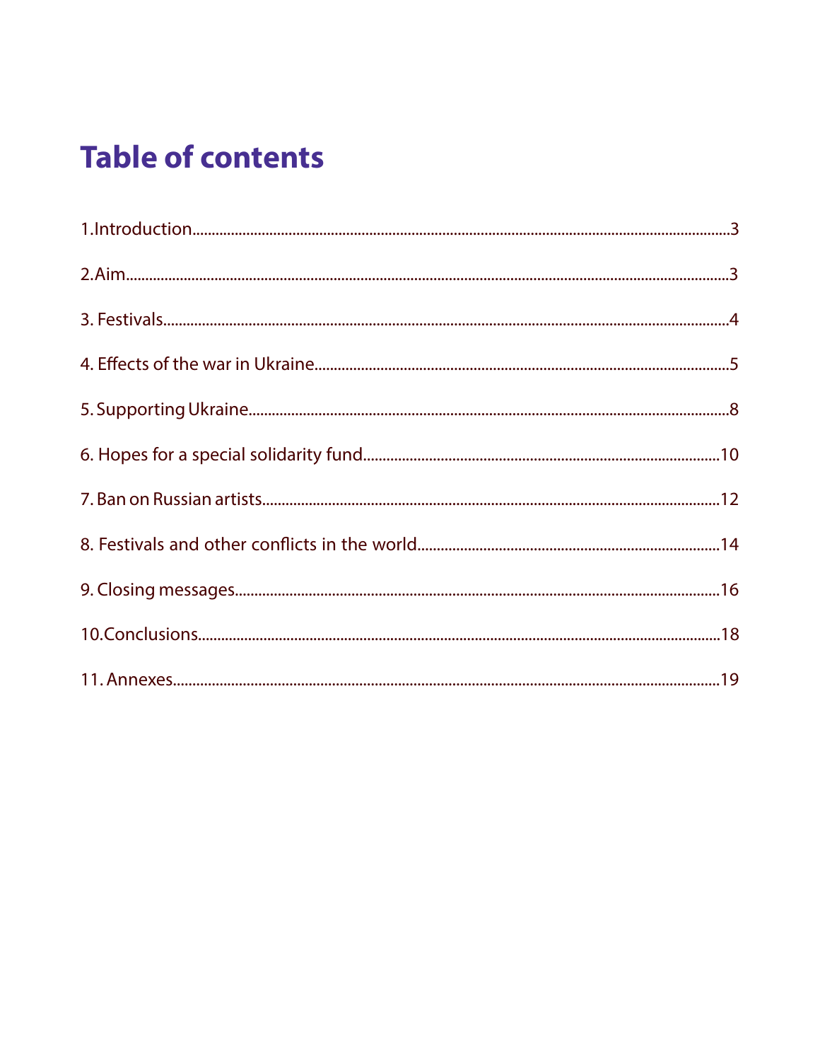# Table of contents

1.Introduction....3

2.Aim....3

3. Festivals....4

4. Effects of the war in Ukraine....5

5. Supporting Ukraine....8

6. Hopes for a special solidarity fund....10

7. Ban on Russian artists....12

8. Festivals and other conflicts in the world....14

9. Closing messages....16

10.Conclusions....18

11. Annexes....19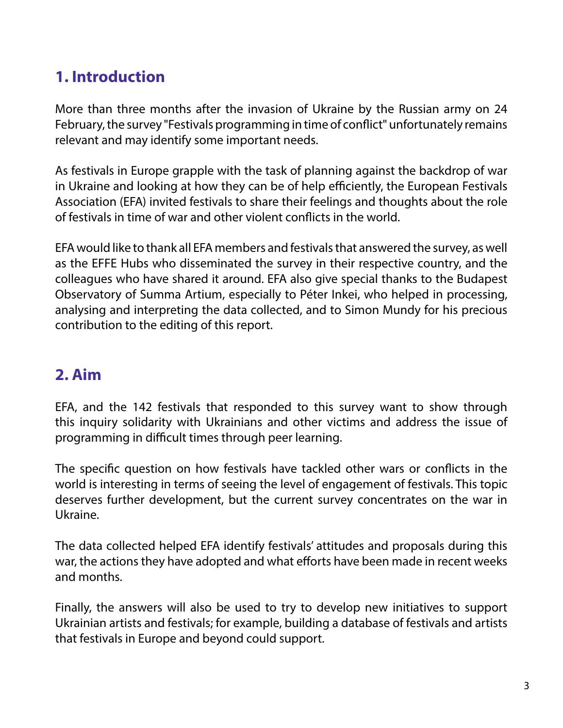## 1. Introduction

More than three months after the invasion of Ukraine by the Russian army on 24 February, the survey "Festivals programming in time of conflict" unfortunately remains relevant and may identify some important needs.

As festivals in Europe grapple with the task of planning against the backdrop of war in Ukraine and looking at how they can be of help efficiently, the European Festivals Association (EFA) invited festivals to share their feelings and thoughts about the role of festivals in time of war and other violent conflicts in the world.

EFA would like to thank all EFA members and festivals that answered the survey, as well as the EFFE Hubs who disseminated the survey in their respective country, and the colleagues who have shared it around. EFA also give special thanks to the Budapest Observatory of Summa Artium, especially to Péter Inkei, who helped in processing, analysing and interpreting the data collected, and to Simon Mundy for his precious contribution to the editing of this report.

## 2. Aim

EFA, and the 142 festivals that responded to this survey want to show through this inquiry solidarity with Ukrainians and other victims and address the issue of programming in difficult times through peer learning.

The specific question on how festivals have tackled other wars or conflicts in the world is interesting in terms of seeing the level of engagement of festivals. This topic deserves further development, but the current survey concentrates on the war in Ukraine.

The data collected helped EFA identify festivals' attitudes and proposals during this war, the actions they have adopted and what efforts have been made in recent weeks and months.

Finally, the answers will also be used to try to develop new initiatives to support Ukrainian artists and festivals; for example, building a database of festivals and artists that festivals in Europe and beyond could support.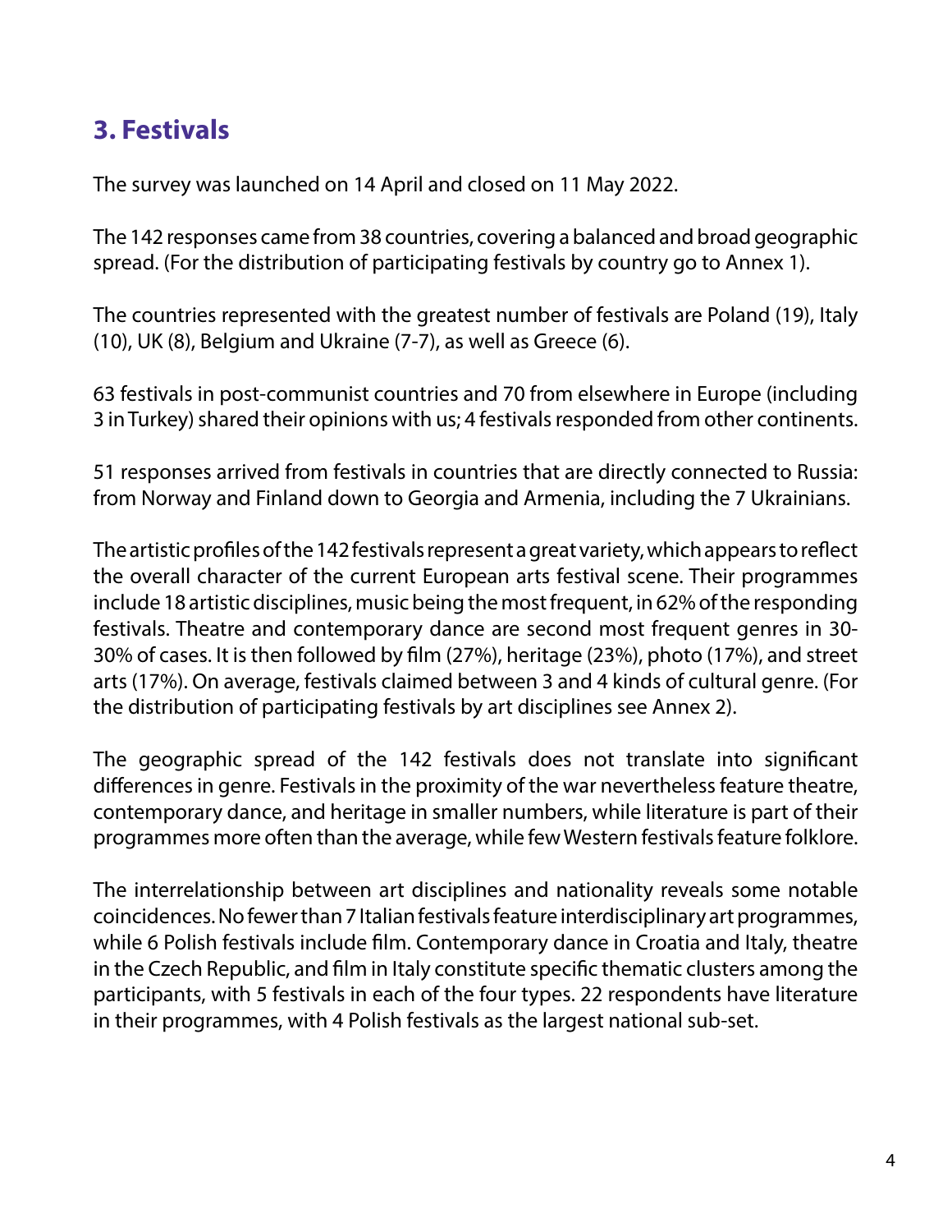## 3. Festivals

The survey was launched on 14 April and closed on 11 May 2022.

The 142 responses came from 38 countries, covering a balanced and broad geographic spread. (For the distribution of participating festivals by country go to Annex 1).

The countries represented with the greatest number of festivals are Poland (19), Italy (10), UK (8), Belgium and Ukraine (7-7), as well as Greece (6).

63 festivals in post-communist countries and 70 from elsewhere in Europe (including 3 in Turkey) shared their opinions with us; 4 festivals responded from other continents.

51 responses arrived from festivals in countries that are directly connected to Russia: from Norway and Finland down to Georgia and Armenia, including the 7 Ukrainians.

The artistic profiles of the 142 festivals represent a great variety, which appears to reflect the overall character of the current European arts festival scene. Their programmes include 18 artistic disciplines, music being the most frequent, in 62% of the responding festivals. Theatre and contemporary dance are second most frequent genres in 30-30% of cases. It is then followed by film (27%), heritage (23%), photo (17%), and street arts (17%). On average, festivals claimed between 3 and 4 kinds of cultural genre. (For the distribution of participating festivals by art disciplines see Annex 2).

The geographic spread of the 142 festivals does not translate into significant differences in genre. Festivals in the proximity of the war nevertheless feature theatre, contemporary dance, and heritage in smaller numbers, while literature is part of their programmes more often than the average, while few Western festivals feature folklore.

The interrelationship between art disciplines and nationality reveals some notable coincidences. No fewer than 7 Italian festivals feature interdisciplinary art programmes, while 6 Polish festivals include film. Contemporary dance in Croatia and Italy, theatre in the Czech Republic, and film in Italy constitute specific thematic clusters among the participants, with 5 festivals in each of the four types. 22 respondents have literature in their programmes, with 4 Polish festivals as the largest national sub-set.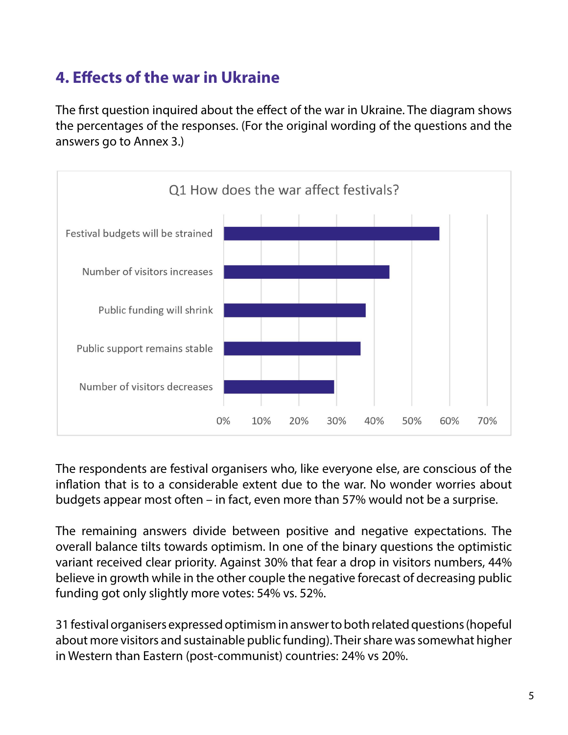## 4. Effects of the war in Ukraine

The first question inquired about the effect of the war in Ukraine. The diagram shows the percentages of the responses. (For the original wording of the questions and the answers go to Annex 3.)

Q1 How does the war affect festivals?

- Festival budgets will be strained
- Number of visitors increases
- Public funding will shrink
- Public support remains stable
- Number of visitors decreases

0% 10% 20% 30% 40% 50% 60% 70%

The respondents are festival organisers who, like everyone else, are conscious of the inflation that is to a considerable extent due to the war. No wonder worries about budgets appear most often – in fact, even more than 57% would not be a surprise.

The remaining answers divide between positive and negative expectations. The overall balance tilts towards optimism. In one of the binary questions the optimistic variant received clear priority. Against 30% that fear a drop in visitors numbers, 44% believe in growth while in the other couple the negative forecast of decreasing public funding got only slightly more votes: 54% vs. 52%.

31 festival organisers expressed optimism in answer to both related questions (hopeful about more visitors and sustainable public funding). Their share was somewhat higher in Western than Eastern (post-communist) countries: 24% vs 20%.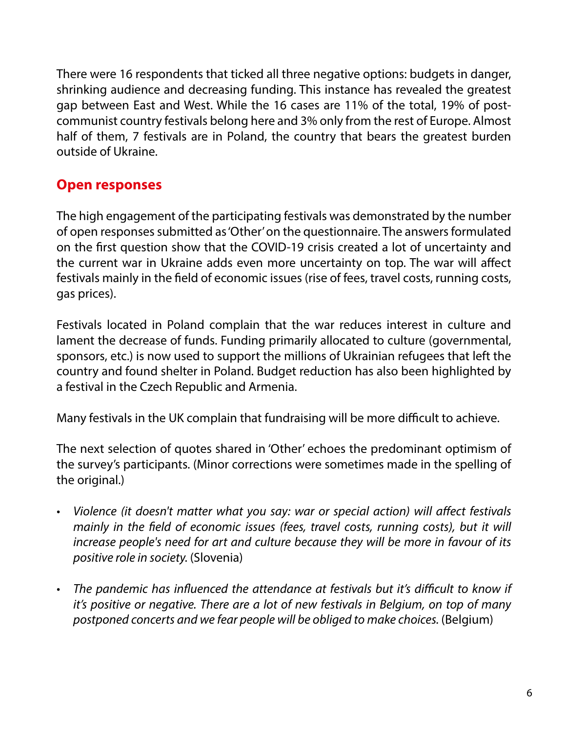There were 16 respondents that ticked all three negative options: budgets in danger, shrinking audience and decreasing funding. This instance has revealed the greatest gap between East and West. While the 16 cases are 11% of the total, 19% of post-communist country festivals belong here and 3% only from the rest of Europe. Almost half of them, 7 festivals are in Poland, the country that bears the greatest burden outside of Ukraine.

## Open responses

The high engagement of the participating festivals was demonstrated by the number of open responses submitted as 'Other' on the questionnaire. The answers formulated on the first question show that the COVID-19 crisis created a lot of uncertainty and the current war in Ukraine adds even more uncertainty on top. The war will affect festivals mainly in the field of economic issues (rise of fees, travel costs, running costs, gas prices).

Festivals located in Poland complain that the war reduces interest in culture and lament the decrease of funds. Funding primarily allocated to culture (governmental, sponsors, etc.) is now used to support the millions of Ukrainian refugees that left the country and found shelter in Poland. Budget reduction has also been highlighted by a festival in the Czech Republic and Armenia.

Many festivals in the UK complain that fundraising will be more difficult to achieve.

The next selection of quotes shared in 'Other' echoes the predominant optimism of the survey's participants. (Minor corrections were sometimes made in the spelling of the original.)

- *Violence (it doesn't matter what you say: war or special action) will affect festivals mainly in the field of economic issues (fees, travel costs, running costs), but it will increase people's need for art and culture because they will be more in favour of its positive role in society.* (Slovenia)

- *The pandemic has influenced the attendance at festivals but it's difficult to know if it's positive or negative. There are a lot of new festivals in Belgium, on top of many postponed concerts and we fear people will be obliged to make choices.* (Belgium)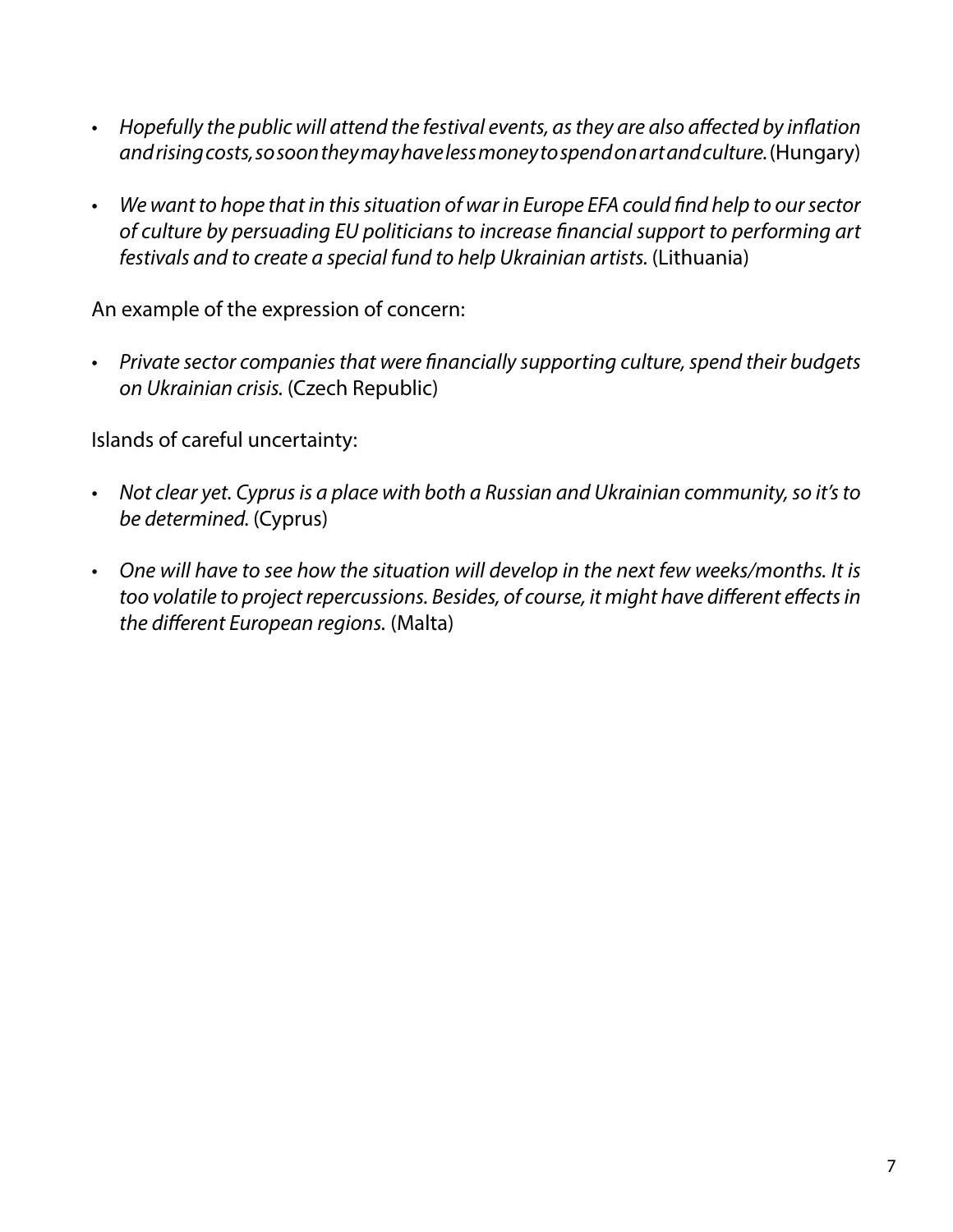- *Hopefully the public will attend the festival events, as they are also affected by inflation and rising costs, so soon they may have less money to spend on art and culture.* (Hungary)
- *We want to hope that in this situation of war in Europe EFA could find help to our sector of culture by persuading EU politicians to increase financial support to performing art festivals and to create a special fund to help Ukrainian artists.* (Lithuania)

An example of the expression of concern:

- *Private sector companies that were financially supporting culture, spend their budgets on Ukrainian crisis.* (Czech Republic)

Islands of careful uncertainty:

- *Not clear yet. Cyprus is a place with both a Russian and Ukrainian community, so it's to be determined.* (Cyprus)
- *One will have to see how the situation will develop in the next few weeks/months. It is too volatile to project repercussions. Besides, of course, it might have different effects in the different European regions.* (Malta)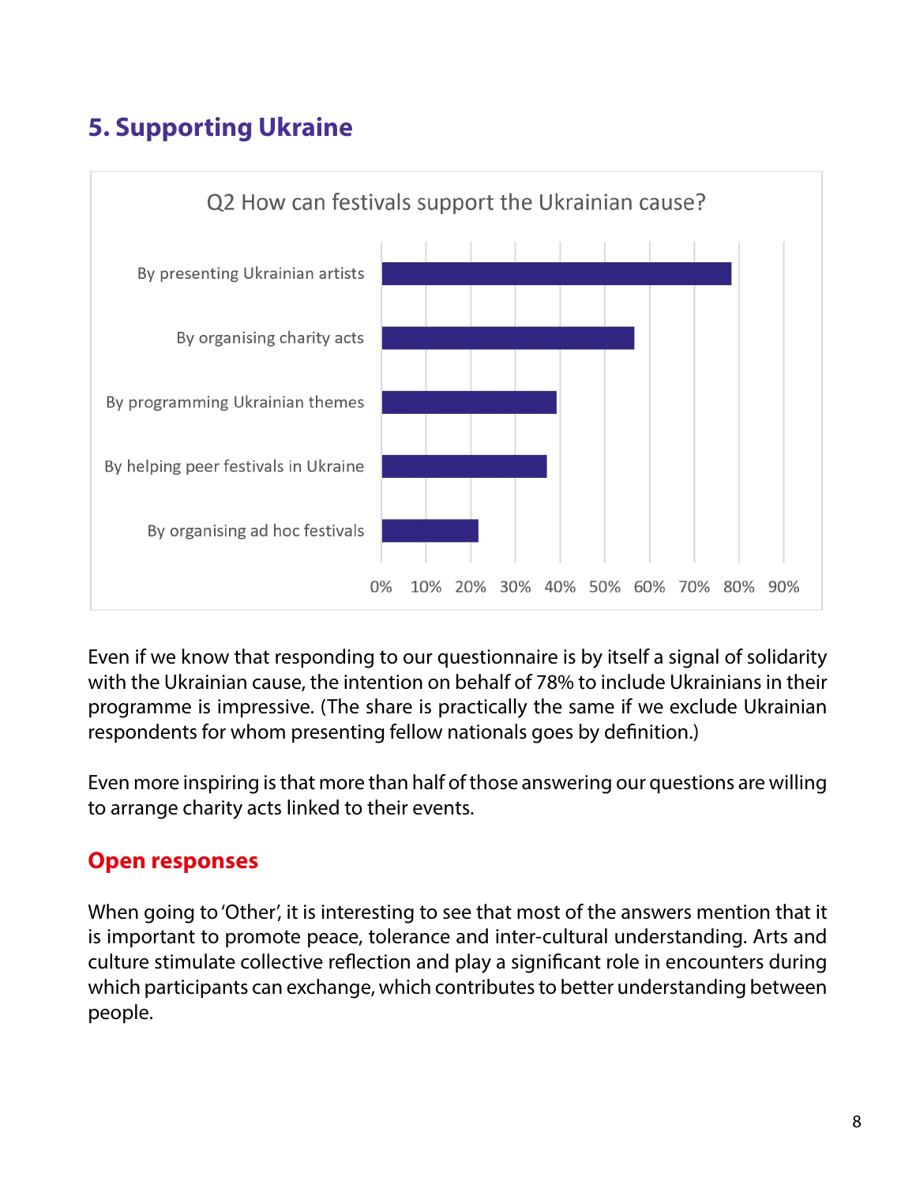## 5. Supporting Ukraine

Q2 How can festivals support the Ukrainian cause?

| Option | Share |
| --- | --- |
| By presenting Ukrainian artists | ~78% |
| By organising charity acts | ~56% |
| By programming Ukrainian themes | ~39% |
| By helping peer festivals in Ukraine | ~37% |
| By organising ad hoc festivals | ~22% |

Even if we know that responding to our questionnaire is by itself a signal of solidarity with the Ukrainian cause, the intention on behalf of 78% to include Ukrainians in their programme is impressive. (The share is practically the same if we exclude Ukrainian respondents for whom presenting fellow nationals goes by definition.)

Even more inspiring is that more than half of those answering our questions are willing to arrange charity acts linked to their events.

### Open responses

When going to 'Other', it is interesting to see that most of the answers mention that it is important to promote peace, tolerance and inter-cultural understanding. Arts and culture stimulate collective reflection and play a significant role in encounters during which participants can exchange, which contributes to better understanding between people.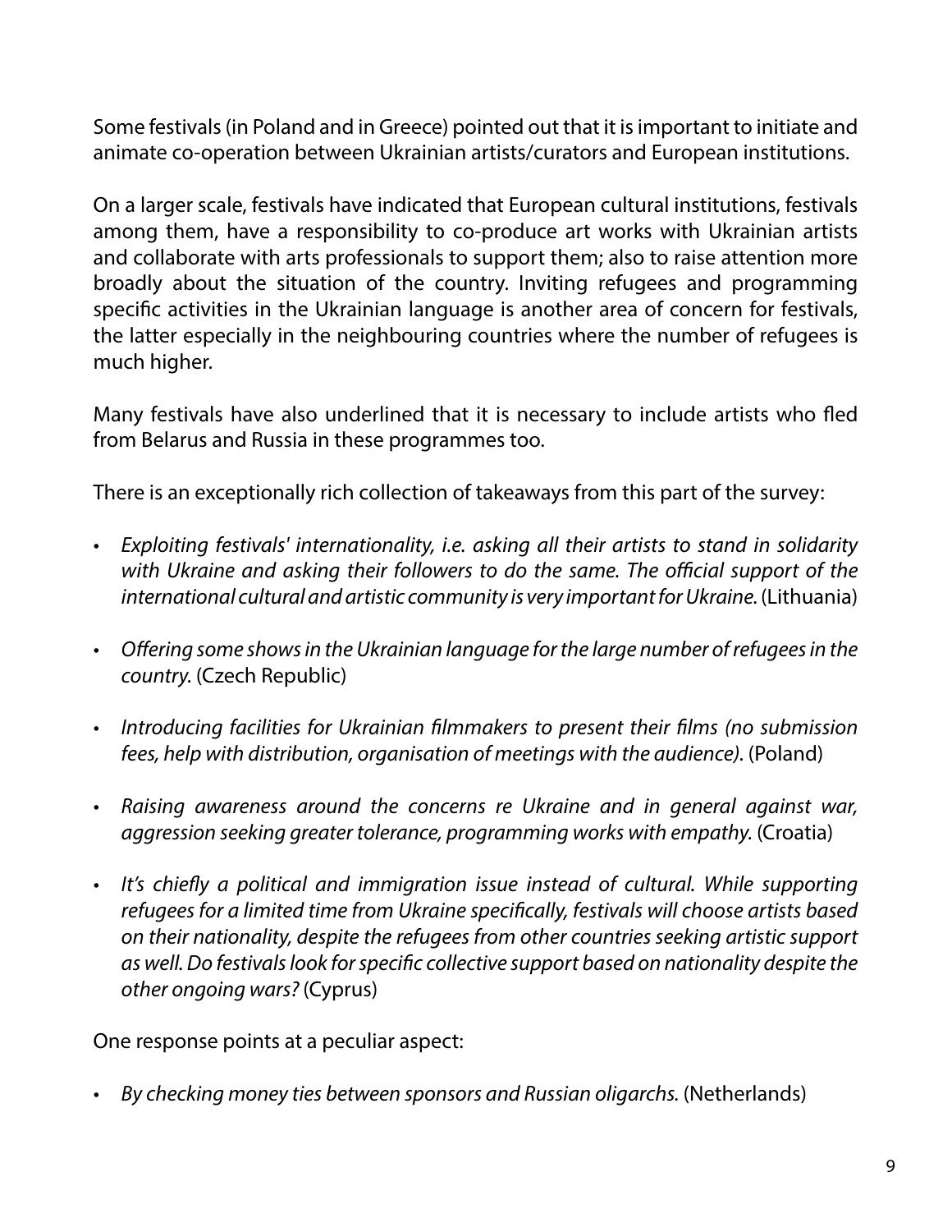Some festivals (in Poland and in Greece) pointed out that it is important to initiate and animate co-operation between Ukrainian artists/curators and European institutions.

On a larger scale, festivals have indicated that European cultural institutions, festivals among them, have a responsibility to co-produce art works with Ukrainian artists and collaborate with arts professionals to support them; also to raise attention more broadly about the situation of the country. Inviting refugees and programming specific activities in the Ukrainian language is another area of concern for festivals, the latter especially in the neighbouring countries where the number of refugees is much higher.

Many festivals have also underlined that it is necessary to include artists who fled from Belarus and Russia in these programmes too.

There is an exceptionally rich collection of takeaways from this part of the survey:

- *Exploiting festivals' internationality, i.e. asking all their artists to stand in solidarity with Ukraine and asking their followers to do the same. The official support of the international cultural and artistic community is very important for Ukraine.* (Lithuania)
- *Offering some shows in the Ukrainian language for the large number of refugees in the country.* (Czech Republic)
- *Introducing facilities for Ukrainian filmmakers to present their films (no submission fees, help with distribution, organisation of meetings with the audience).* (Poland)
- *Raising awareness around the concerns re Ukraine and in general against war, aggression seeking greater tolerance, programming works with empathy.* (Croatia)
- *It's chiefly a political and immigration issue instead of cultural. While supporting refugees for a limited time from Ukraine specifically, festivals will choose artists based on their nationality, despite the refugees from other countries seeking artistic support as well. Do festivals look for specific collective support based on nationality despite the other ongoing wars?* (Cyprus)

One response points at a peculiar aspect:

- *By checking money ties between sponsors and Russian oligarchs.* (Netherlands)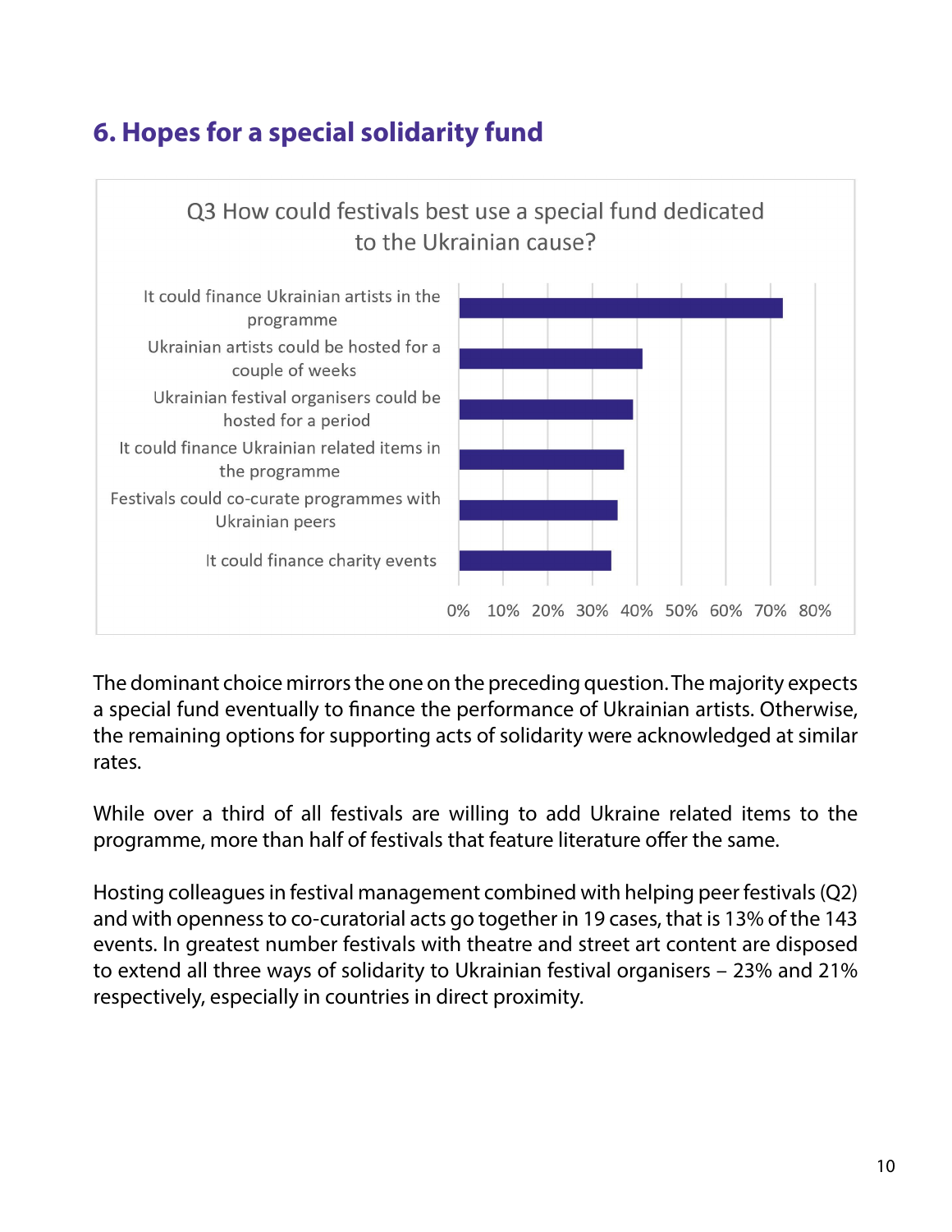## 6. Hopes for a special solidarity fund

Q3 How could festivals best use a special fund dedicated to the Ukrainian cause?

| Option | Share (approx.) |
| --- | --- |
| It could finance Ukrainian artists in the programme | ~72% |
| Ukrainian artists could be hosted for a couple of weeks | ~41% |
| Ukrainian festival organisers could be hosted for a period | ~39% |
| It could finance Ukrainian related items in the programme | ~37% |
| Festivals could co-curate programmes with Ukrainian peers | ~35% |
| It could finance charity events | ~34% |

The dominant choice mirrors the one on the preceding question. The majority expects a special fund eventually to finance the performance of Ukrainian artists. Otherwise, the remaining options for supporting acts of solidarity were acknowledged at similar rates.

While over a third of all festivals are willing to add Ukraine related items to the programme, more than half of festivals that feature literature offer the same.

Hosting colleagues in festival management combined with helping peer festivals (Q2) and with openness to co-curatorial acts go together in 19 cases, that is 13% of the 143 events. In greatest number festivals with theatre and street art content are disposed to extend all three ways of solidarity to Ukrainian festival organisers – 23% and 21% respectively, especially in countries in direct proximity.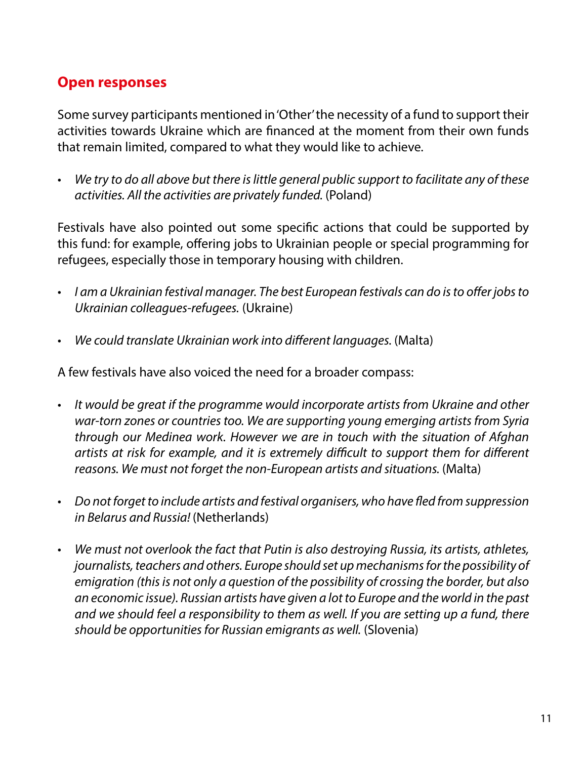## Open responses

Some survey participants mentioned in 'Other' the necessity of a fund to support their activities towards Ukraine which are financed at the moment from their own funds that remain limited, compared to what they would like to achieve.

- *We try to do all above but there is little general public support to facilitate any of these activities. All the activities are privately funded.* (Poland)

Festivals have also pointed out some specific actions that could be supported by this fund: for example, offering jobs to Ukrainian people or special programming for refugees, especially those in temporary housing with children.

- *I am a Ukrainian festival manager. The best European festivals can do is to offer jobs to Ukrainian colleagues-refugees.* (Ukraine)
- *We could translate Ukrainian work into different languages.* (Malta)

A few festivals have also voiced the need for a broader compass:

- *It would be great if the programme would incorporate artists from Ukraine and other war-torn zones or countries too. We are supporting young emerging artists from Syria through our Medinea work. However we are in touch with the situation of Afghan artists at risk for example, and it is extremely difficult to support them for different reasons. We must not forget the non-European artists and situations.* (Malta)
- *Do not forget to include artists and festival organisers, who have fled from suppression in Belarus and Russia!* (Netherlands)
- *We must not overlook the fact that Putin is also destroying Russia, its artists, athletes, journalists, teachers and others. Europe should set up mechanisms for the possibility of emigration (this is not only a question of the possibility of crossing the border, but also an economic issue). Russian artists have given a lot to Europe and the world in the past and we should feel a responsibility to them as well. If you are setting up a fund, there should be opportunities for Russian emigrants as well.* (Slovenia)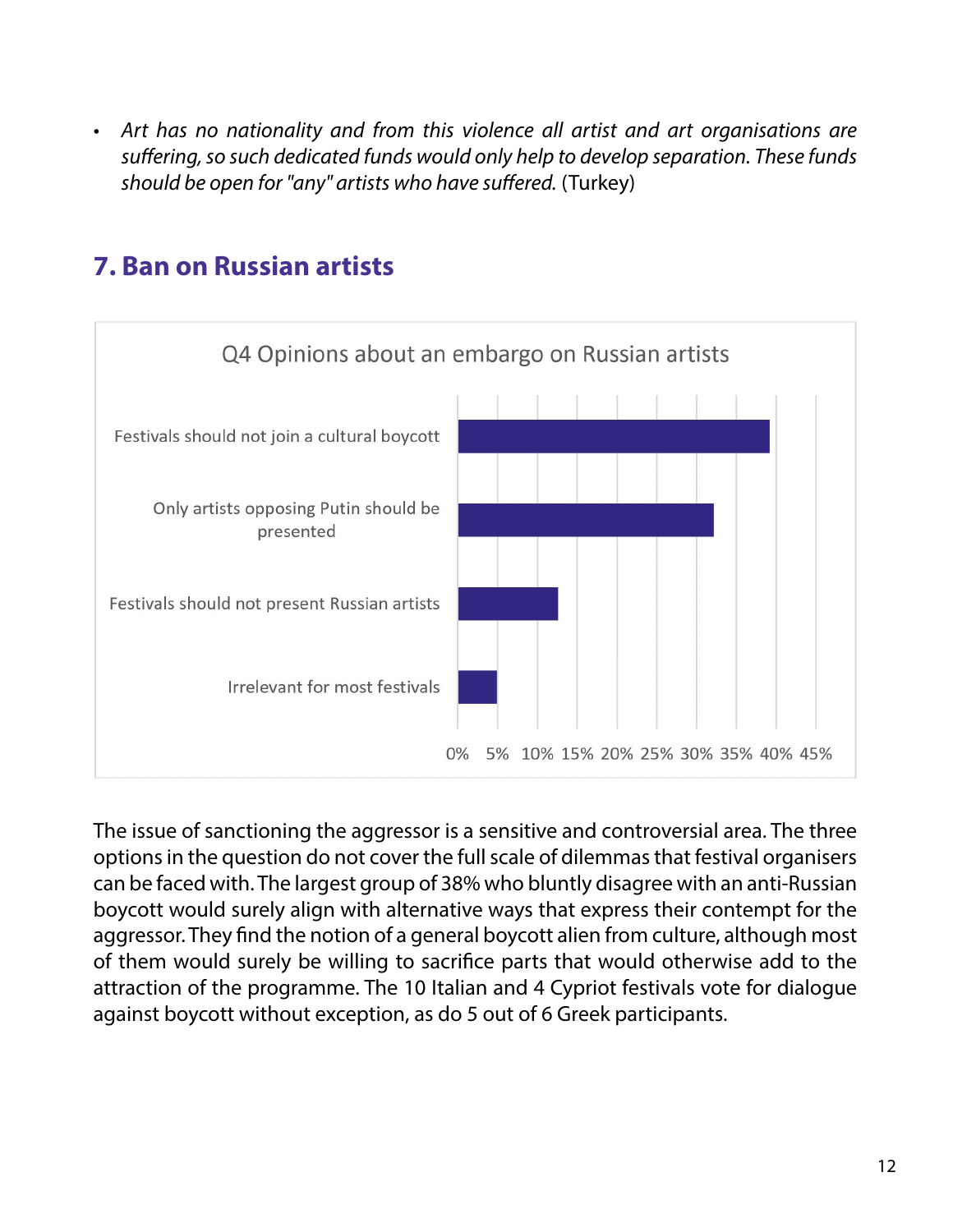- *Art has no nationality and from this violence all artist and art organisations are suffering, so such dedicated funds would only help to develop separation. These funds should be open for "any" artists who have suffered.* (Turkey)

## 7. Ban on Russian artists

Q4 Opinions about an embargo on Russian artists

| Opinion | Share |
|---|---|
| Festivals should not join a cultural boycott | ~39% |
| Only artists opposing Putin should be presented | ~32% |
| Festivals should not present Russian artists | ~12.5% |
| Irrelevant for most festivals | ~5% |

The issue of sanctioning the aggressor is a sensitive and controversial area. The three options in the question do not cover the full scale of dilemmas that festival organisers can be faced with. The largest group of 38% who bluntly disagree with an anti-Russian boycott would surely align with alternative ways that express their contempt for the aggressor. They find the notion of a general boycott alien from culture, although most of them would surely be willing to sacrifice parts that would otherwise add to the attraction of the programme. The 10 Italian and 4 Cypriot festivals vote for dialogue against boycott without exception, as do 5 out of 6 Greek participants.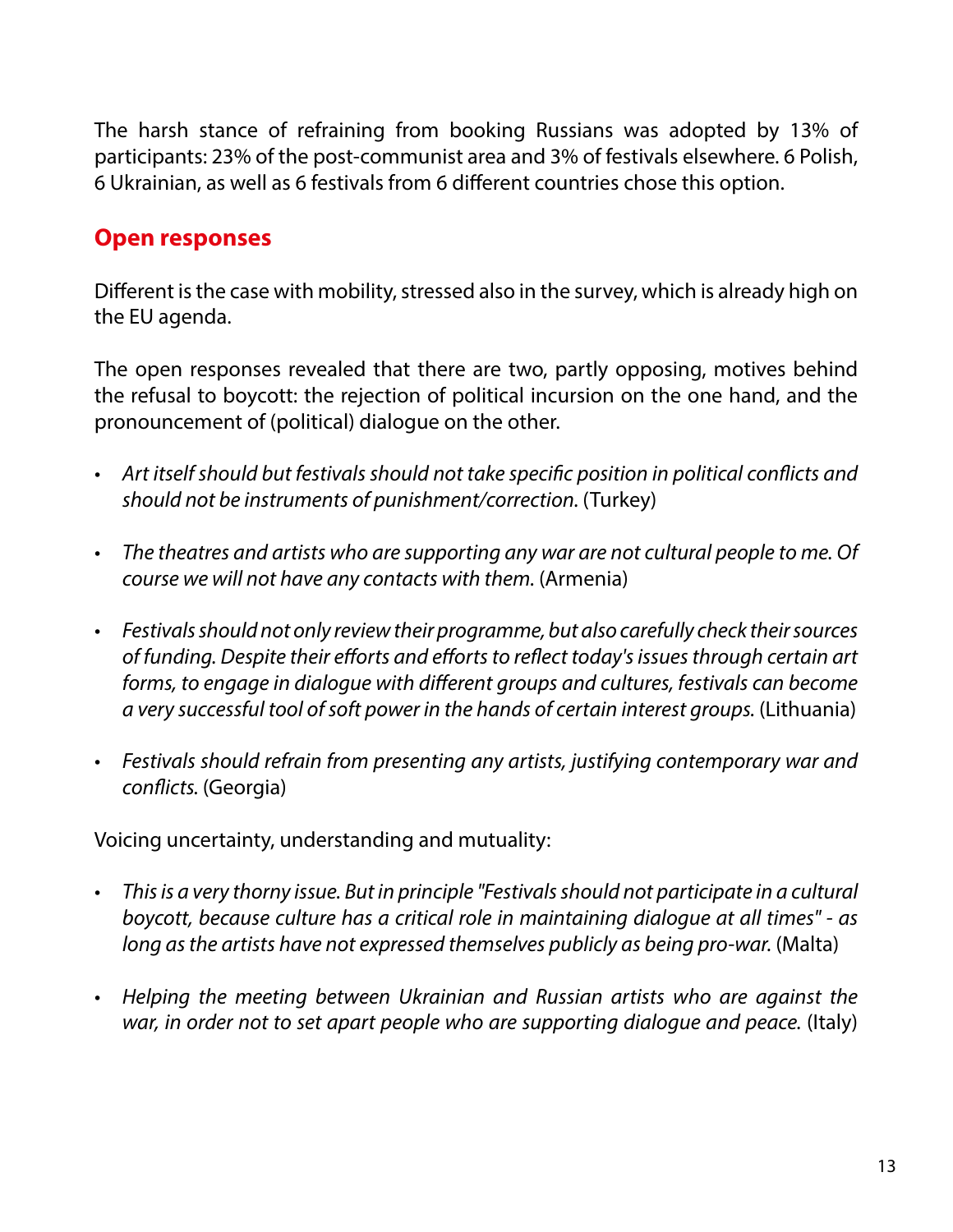The harsh stance of refraining from booking Russians was adopted by 13% of participants: 23% of the post-communist area and 3% of festivals elsewhere. 6 Polish, 6 Ukrainian, as well as 6 festivals from 6 different countries chose this option.

## Open responses

Different is the case with mobility, stressed also in the survey, which is already high on the EU agenda.

The open responses revealed that there are two, partly opposing, motives behind the refusal to boycott: the rejection of political incursion on the one hand, and the pronouncement of (political) dialogue on the other.

- *Art itself should but festivals should not take specific position in political conflicts and should not be instruments of punishment/correction.* (Turkey)

- *The theatres and artists who are supporting any war are not cultural people to me. Of course we will not have any contacts with them.* (Armenia)

- *Festivals should not only review their programme, but also carefully check their sources of funding. Despite their efforts and efforts to reflect today's issues through certain art forms, to engage in dialogue with different groups and cultures, festivals can become a very successful tool of soft power in the hands of certain interest groups.* (Lithuania)

- *Festivals should refrain from presenting any artists, justifying contemporary war and conflicts.* (Georgia)

Voicing uncertainty, understanding and mutuality:

- *This is a very thorny issue. But in principle "Festivals should not participate in a cultural boycott, because culture has a critical role in maintaining dialogue at all times" - as long as the artists have not expressed themselves publicly as being pro-war.* (Malta)

- *Helping the meeting between Ukrainian and Russian artists who are against the war, in order not to set apart people who are supporting dialogue and peace.* (Italy)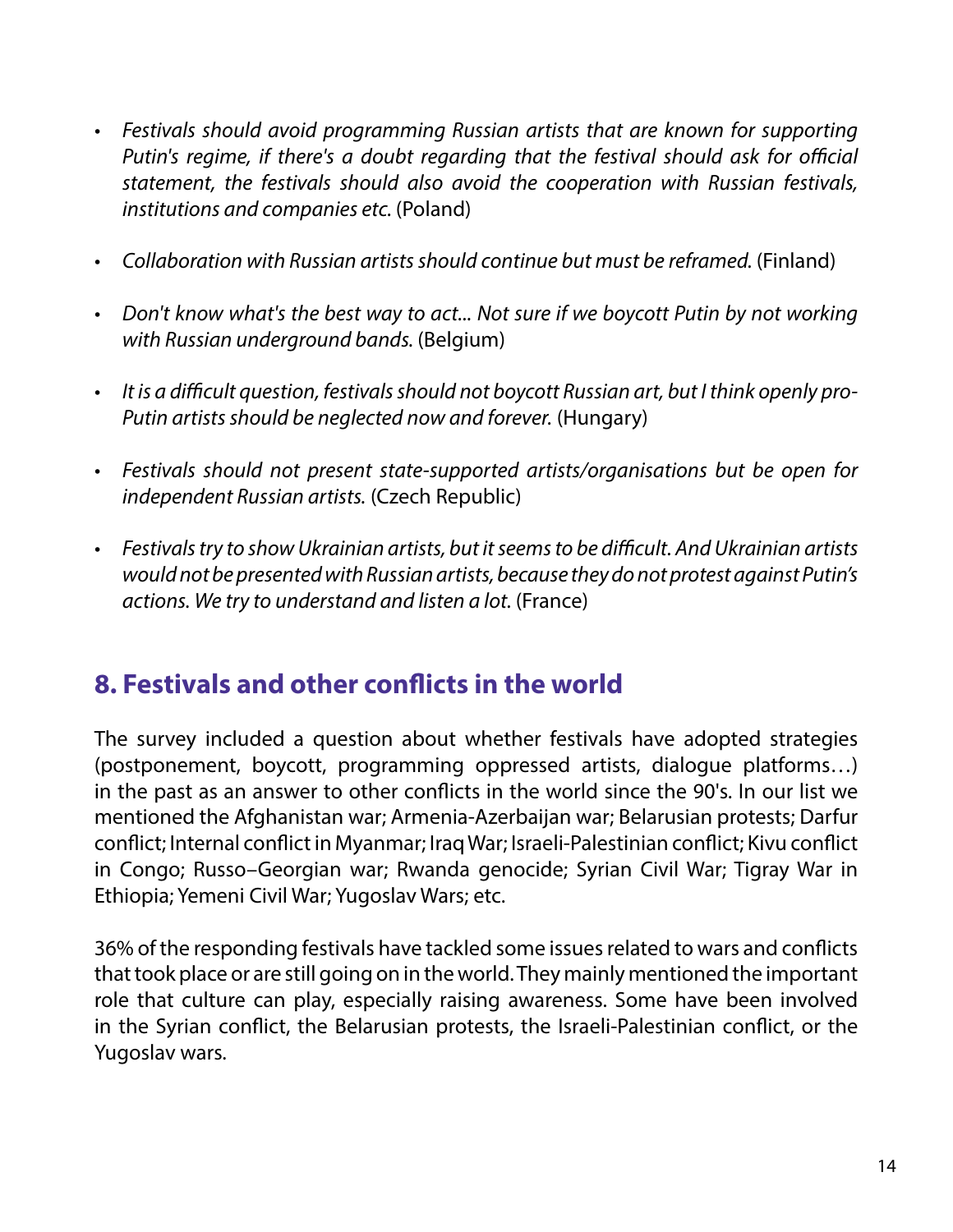- *Festivals should avoid programming Russian artists that are known for supporting Putin's regime, if there's a doubt regarding that the festival should ask for official statement, the festivals should also avoid the cooperation with Russian festivals, institutions and companies etc.* (Poland)

- *Collaboration with Russian artists should continue but must be reframed.* (Finland)

- *Don't know what's the best way to act... Not sure if we boycott Putin by not working with Russian underground bands.* (Belgium)

- *It is a difficult question, festivals should not boycott Russian art, but I think openly pro-Putin artists should be neglected now and forever.* (Hungary)

- *Festivals should not present state-supported artists/organisations but be open for independent Russian artists.* (Czech Republic)

- *Festivals try to show Ukrainian artists, but it seems to be difficult. And Ukrainian artists would not be presented with Russian artists, because they do not protest against Putin's actions. We try to understand and listen a lot.* (France)

## 8. Festivals and other conflicts in the world

The survey included a question about whether festivals have adopted strategies (postponement, boycott, programming oppressed artists, dialogue platforms…) in the past as an answer to other conflicts in the world since the 90's. In our list we mentioned the Afghanistan war; Armenia-Azerbaijan war; Belarusian protests; Darfur conflict; Internal conflict in Myanmar; Iraq War; Israeli-Palestinian conflict; Kivu conflict in Congo; Russo–Georgian war; Rwanda genocide; Syrian Civil War; Tigray War in Ethiopia; Yemeni Civil War; Yugoslav Wars; etc.

36% of the responding festivals have tackled some issues related to wars and conflicts that took place or are still going on in the world. They mainly mentioned the important role that culture can play, especially raising awareness. Some have been involved in the Syrian conflict, the Belarusian protests, the Israeli-Palestinian conflict, or the Yugoslav wars.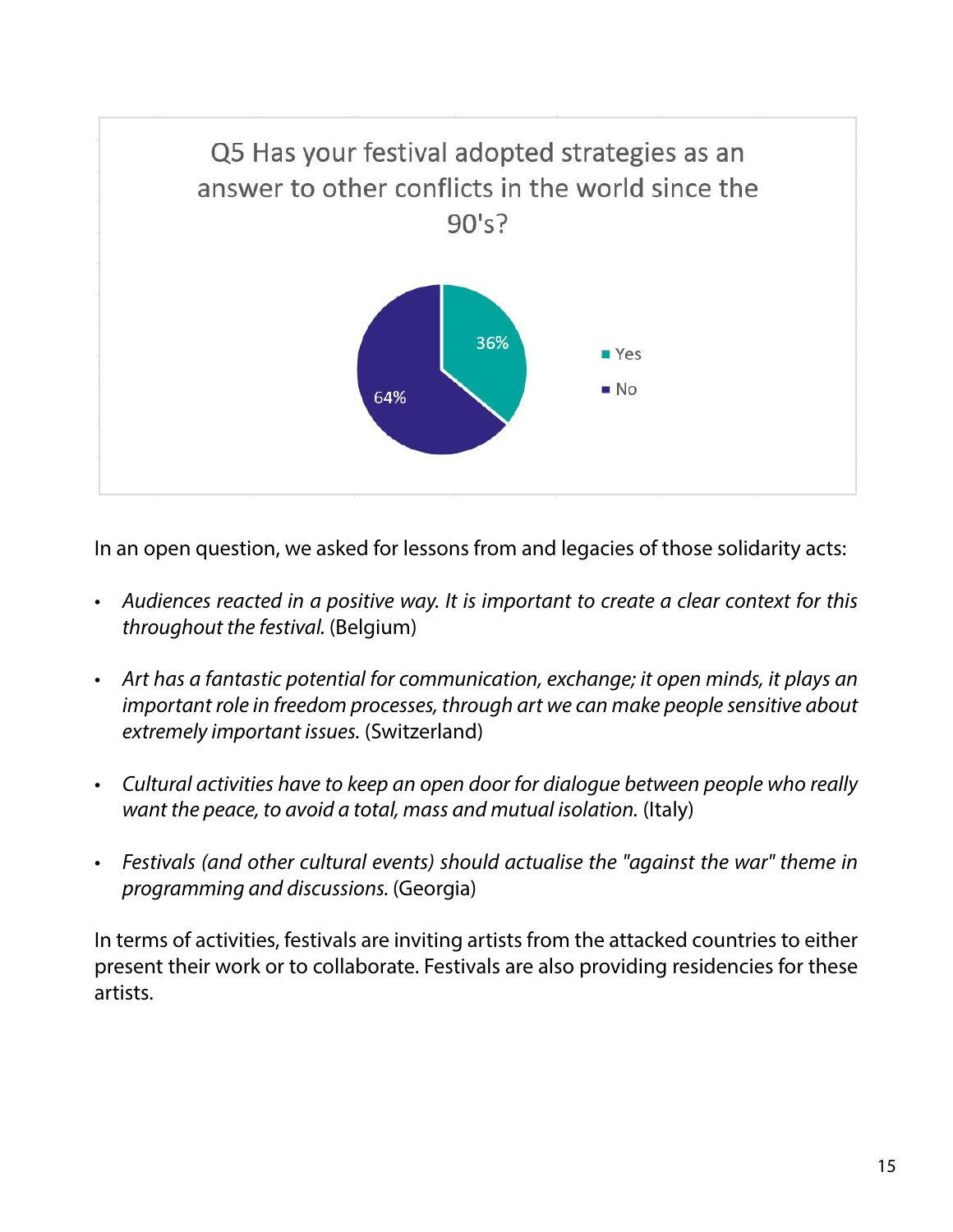Q5 Has your festival adopted strategies as an answer to other conflicts in the world since the 90's?

| Answer | Share |
| --- | --- |
| Yes | 36% |
| No | 64% |

In an open question, we asked for lessons from and legacies of those solidarity acts:

- *Audiences reacted in a positive way. It is important to create a clear context for this throughout the festival.* (Belgium)

- *Art has a fantastic potential for communication, exchange; it open minds, it plays an important role in freedom processes, through art we can make people sensitive about extremely important issues.* (Switzerland)

- *Cultural activities have to keep an open door for dialogue between people who really want the peace, to avoid a total, mass and mutual isolation.* (Italy)

- *Festivals (and other cultural events) should actualise the "against the war" theme in programming and discussions.* (Georgia)

In terms of activities, festivals are inviting artists from the attacked countries to either present their work or to collaborate. Festivals are also providing residencies for these artists.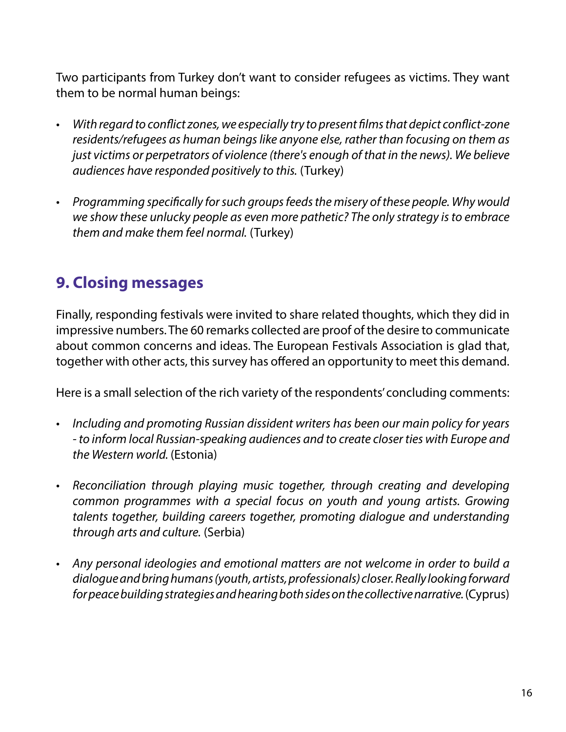Two participants from Turkey don't want to consider refugees as victims. They want them to be normal human beings:

- *With regard to conflict zones, we especially try to present films that depict conflict-zone residents/refugees as human beings like anyone else, rather than focusing on them as just victims or perpetrators of violence (there's enough of that in the news). We believe audiences have responded positively to this.* (Turkey)

- *Programming specifically for such groups feeds the misery of these people. Why would we show these unlucky people as even more pathetic? The only strategy is to embrace them and make them feel normal.* (Turkey)

## 9. Closing messages

Finally, responding festivals were invited to share related thoughts, which they did in impressive numbers. The 60 remarks collected are proof of the desire to communicate about common concerns and ideas. The European Festivals Association is glad that, together with other acts, this survey has offered an opportunity to meet this demand.

Here is a small selection of the rich variety of the respondents' concluding comments:

- *Including and promoting Russian dissident writers has been our main policy for years - to inform local Russian-speaking audiences and to create closer ties with Europe and the Western world.* (Estonia)

- *Reconciliation through playing music together, through creating and developing common programmes with a special focus on youth and young artists. Growing talents together, building careers together, promoting dialogue and understanding through arts and culture.* (Serbia)

- *Any personal ideologies and emotional matters are not welcome in order to build a dialogue and bring humans (youth, artists, professionals) closer. Really looking forward for peace building strategies and hearing both sides on the collective narrative.* (Cyprus)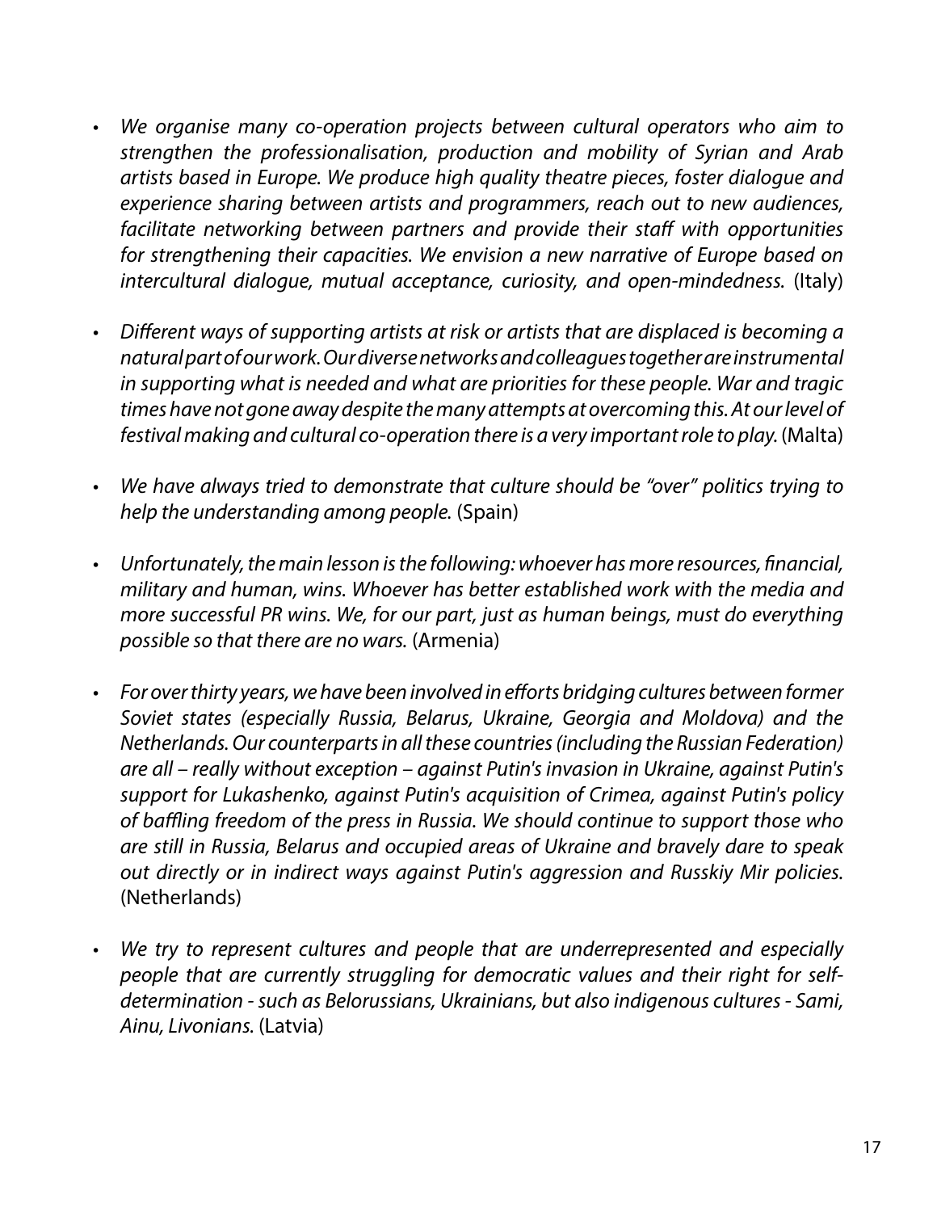- *We organise many co-operation projects between cultural operators who aim to strengthen the professionalisation, production and mobility of Syrian and Arab artists based in Europe. We produce high quality theatre pieces, foster dialogue and experience sharing between artists and programmers, reach out to new audiences, facilitate networking between partners and provide their staff with opportunities for strengthening their capacities. We envision a new narrative of Europe based on intercultural dialogue, mutual acceptance, curiosity, and open-mindedness.* (Italy)

- *Different ways of supporting artists at risk or artists that are displaced is becoming a natural part of our work. Our diverse networks and colleagues together are instrumental in supporting what is needed and what are priorities for these people. War and tragic times have not gone away despite the many attempts at overcoming this. At our level of festival making and cultural co-operation there is a very important role to play.* (Malta)

- *We have always tried to demonstrate that culture should be "over" politics trying to help the understanding among people.* (Spain)

- *Unfortunately, the main lesson is the following: whoever has more resources, financial, military and human, wins. Whoever has better established work with the media and more successful PR wins. We, for our part, just as human beings, must do everything possible so that there are no wars.* (Armenia)

- *For over thirty years, we have been involved in efforts bridging cultures between former Soviet states (especially Russia, Belarus, Ukraine, Georgia and Moldova) and the Netherlands. Our counterparts in all these countries (including the Russian Federation) are all – really without exception – against Putin's invasion in Ukraine, against Putin's support for Lukashenko, against Putin's acquisition of Crimea, against Putin's policy of baffling freedom of the press in Russia. We should continue to support those who are still in Russia, Belarus and occupied areas of Ukraine and bravely dare to speak out directly or in indirect ways against Putin's aggression and Russkiy Mir policies.* (Netherlands)

- *We try to represent cultures and people that are underrepresented and especially people that are currently struggling for democratic values and their right for self-determination - such as Belorussians, Ukrainians, but also indigenous cultures - Sami, Ainu, Livonians.* (Latvia)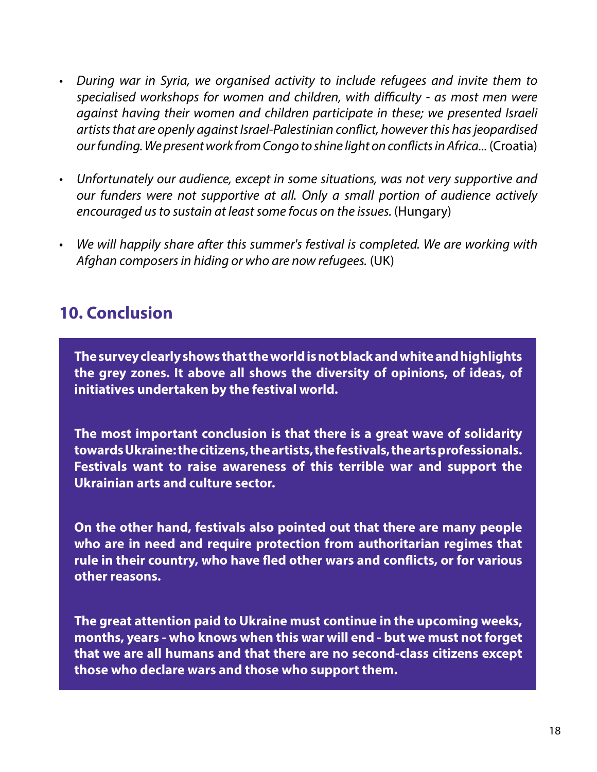- *During war in Syria, we organised activity to include refugees and invite them to specialised workshops for women and children, with difficulty - as most men were against having their women and children participate in these; we presented Israeli artists that are openly against Israel-Palestinian conflict, however this has jeopardised our funding. We present work from Congo to shine light on conflicts in Africa...* (Croatia)

- *Unfortunately our audience, except in some situations, was not very supportive and our funders were not supportive at all. Only a small portion of audience actively encouraged us to sustain at least some focus on the issues.* (Hungary)

- *We will happily share after this summer's festival is completed. We are working with Afghan composers in hiding or who are now refugees.* (UK)

## 10. Conclusion

**The survey clearly shows that the world is not black and white and highlights the grey zones. It above all shows the diversity of opinions, of ideas, of initiatives undertaken by the festival world.**

**The most important conclusion is that there is a great wave of solidarity towards Ukraine: the citizens, the artists, the festivals, the arts professionals. Festivals want to raise awareness of this terrible war and support the Ukrainian arts and culture sector.**

**On the other hand, festivals also pointed out that there are many people who are in need and require protection from authoritarian regimes that rule in their country, who have fled other wars and conflicts, or for various other reasons.**

**The great attention paid to Ukraine must continue in the upcoming weeks, months, years - who knows when this war will end - but we must not forget that we are all humans and that there are no second-class citizens except those who declare wars and those who support them.**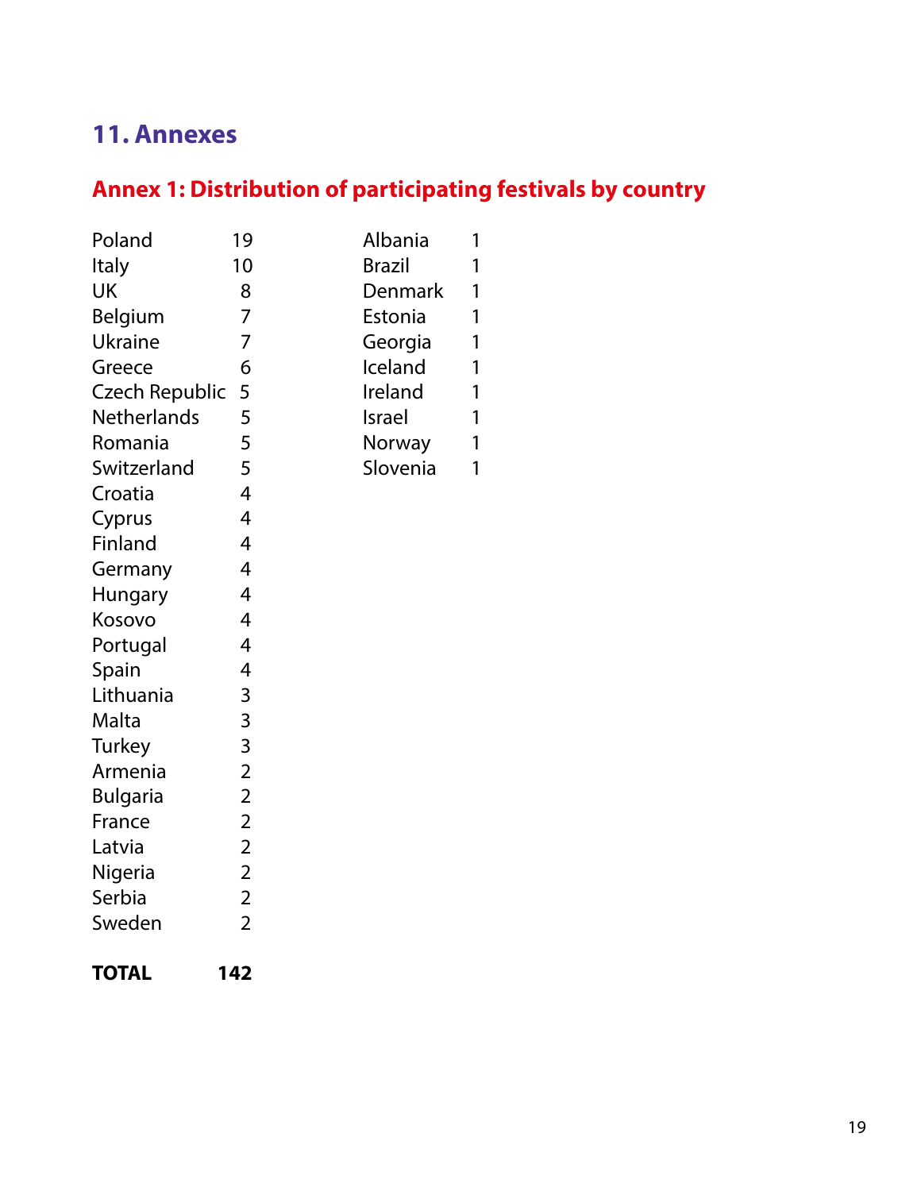# 11. Annexes

## Annex 1: Distribution of participating festivals by country

| Country | Number |
|---|---|
| Poland | 19 |
| Italy | 10 |
| UK | 8 |
| Belgium | 7 |
| Ukraine | 7 |
| Greece | 6 |
| Czech Republic | 5 |
| Netherlands | 5 |
| Romania | 5 |
| Switzerland | 5 |
| Croatia | 4 |
| Cyprus | 4 |
| Finland | 4 |
| Germany | 4 |
| Hungary | 4 |
| Kosovo | 4 |
| Portugal | 4 |
| Spain | 4 |
| Lithuania | 3 |
| Malta | 3 |
| Turkey | 3 |
| Armenia | 2 |
| Bulgaria | 2 |
| France | 2 |
| Latvia | 2 |
| Nigeria | 2 |
| Serbia | 2 |
| Sweden | 2 |
| Albania | 1 |
| Brazil | 1 |
| Denmark | 1 |
| Estonia | 1 |
| Georgia | 1 |
| Iceland | 1 |
| Ireland | 1 |
| Israel | 1 |
| Norway | 1 |
| Slovenia | 1 |
| **TOTAL** | **142** |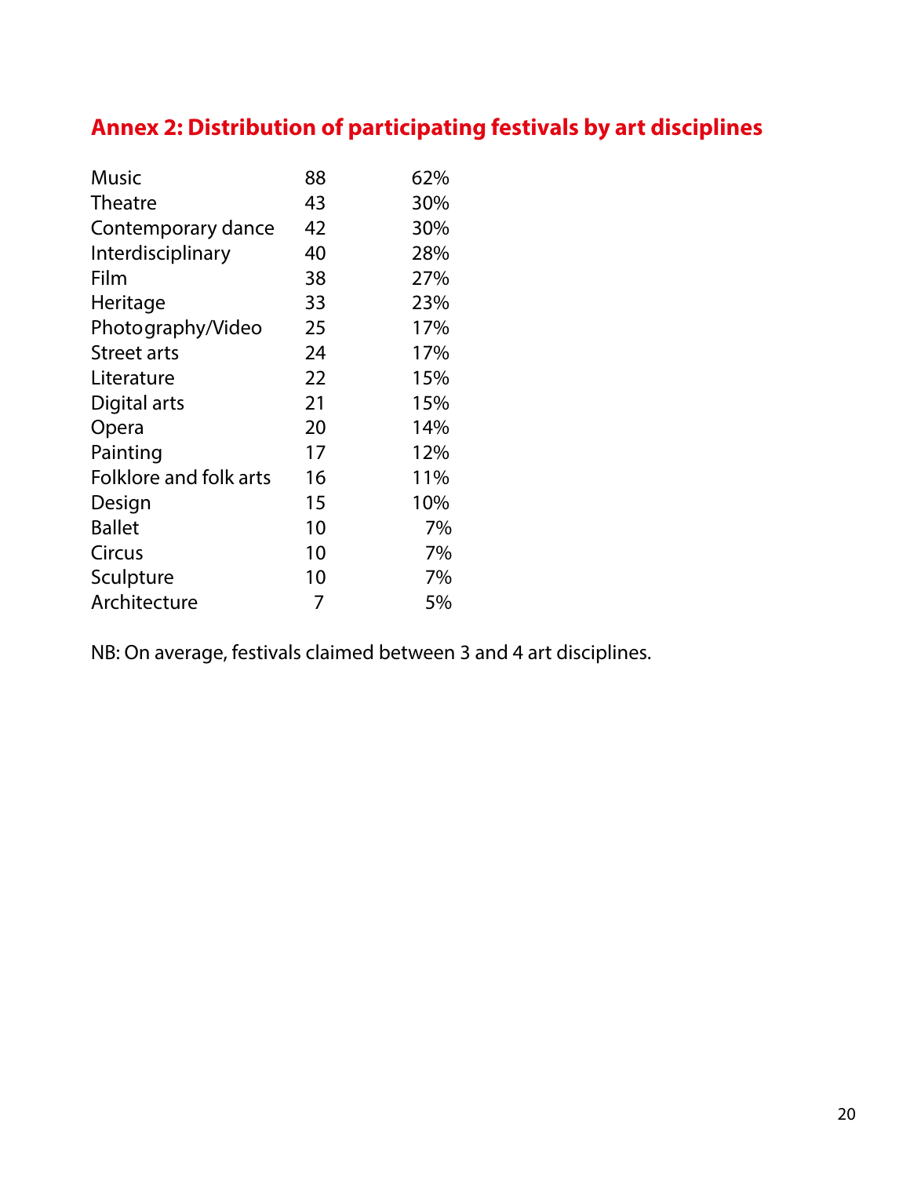## Annex 2: Distribution of participating festivals by art disciplines

| | | |
|---|---|---|
| Music | 88 | 62% |
| Theatre | 43 | 30% |
| Contemporary dance | 42 | 30% |
| Interdisciplinary | 40 | 28% |
| Film | 38 | 27% |
| Heritage | 33 | 23% |
| Photography/Video | 25 | 17% |
| Street arts | 24 | 17% |
| Literature | 22 | 15% |
| Digital arts | 21 | 15% |
| Opera | 20 | 14% |
| Painting | 17 | 12% |
| Folklore and folk arts | 16 | 11% |
| Design | 15 | 10% |
| Ballet | 10 | 7% |
| Circus | 10 | 7% |
| Sculpture | 10 | 7% |
| Architecture | 7 | 5% |

NB: On average, festivals claimed between 3 and 4 art disciplines.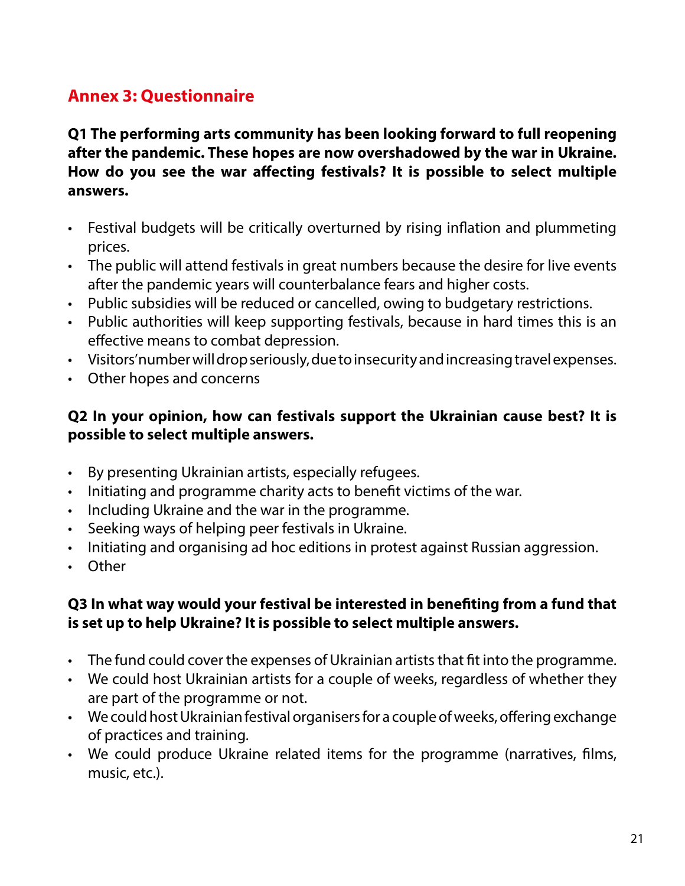## Annex 3: Questionnaire

**Q1 The performing arts community has been looking forward to full reopening after the pandemic. These hopes are now overshadowed by the war in Ukraine. How do you see the war affecting festivals? It is possible to select multiple answers.**

- Festival budgets will be critically overturned by rising inflation and plummeting prices.
- The public will attend festivals in great numbers because the desire for live events after the pandemic years will counterbalance fears and higher costs.
- Public subsidies will be reduced or cancelled, owing to budgetary restrictions.
- Public authorities will keep supporting festivals, because in hard times this is an effective means to combat depression.
- Visitors' number will drop seriously, due to insecurity and increasing travel expenses.
- Other hopes and concerns

**Q2 In your opinion, how can festivals support the Ukrainian cause best? It is possible to select multiple answers.**

- By presenting Ukrainian artists, especially refugees.
- Initiating and programme charity acts to benefit victims of the war.
- Including Ukraine and the war in the programme.
- Seeking ways of helping peer festivals in Ukraine.
- Initiating and organising ad hoc editions in protest against Russian aggression.
- Other

**Q3 In what way would your festival be interested in benefiting from a fund that is set up to help Ukraine? It is possible to select multiple answers.**

- The fund could cover the expenses of Ukrainian artists that fit into the programme.
- We could host Ukrainian artists for a couple of weeks, regardless of whether they are part of the programme or not.
- We could host Ukrainian festival organisers for a couple of weeks, offering exchange of practices and training.
- We could produce Ukraine related items for the programme (narratives, films, music, etc.).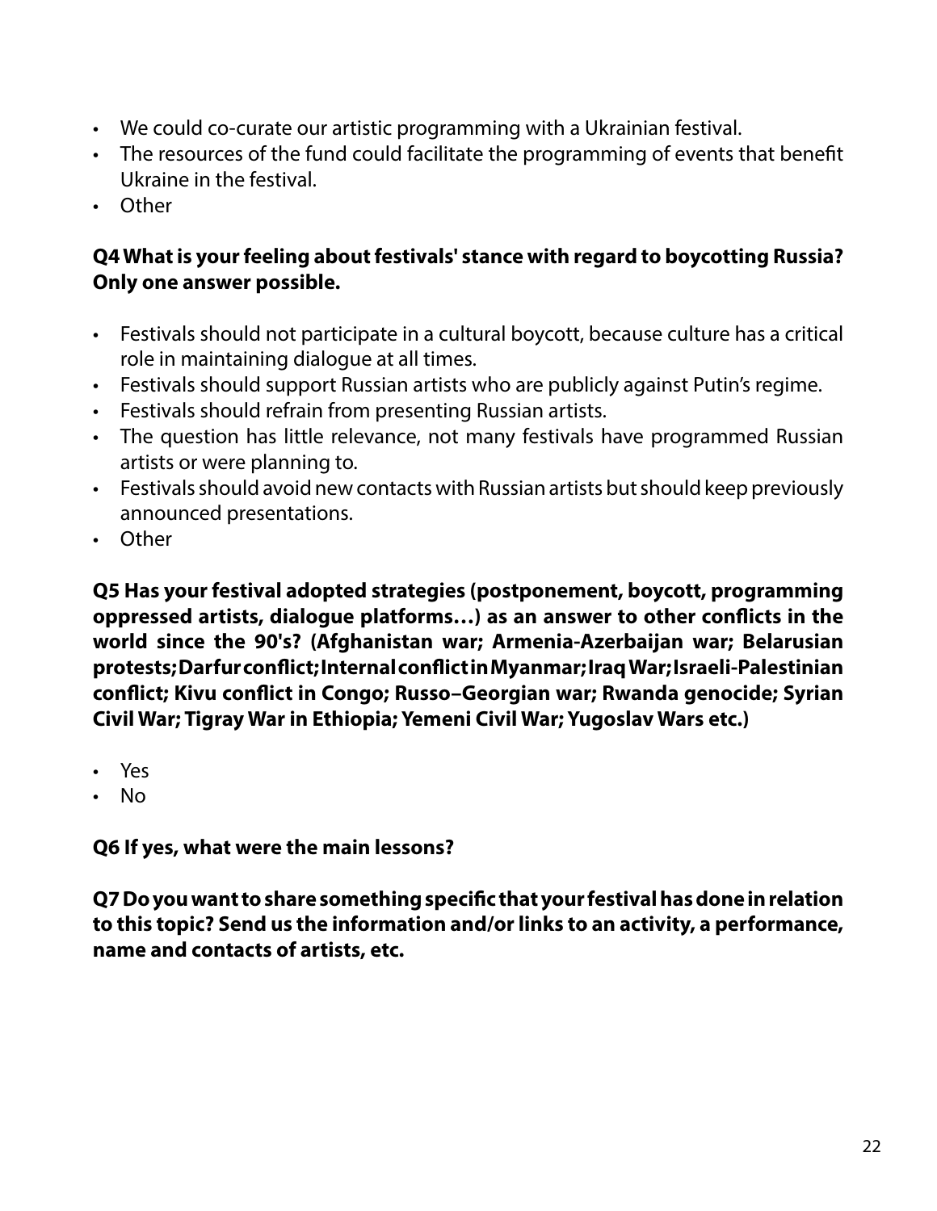- We could co-curate our artistic programming with a Ukrainian festival.
- The resources of the fund could facilitate the programming of events that benefit Ukraine in the festival.
- Other

**Q4 What is your feeling about festivals' stance with regard to boycotting Russia? Only one answer possible.**

- Festivals should not participate in a cultural boycott, because culture has a critical role in maintaining dialogue at all times.
- Festivals should support Russian artists who are publicly against Putin's regime.
- Festivals should refrain from presenting Russian artists.
- The question has little relevance, not many festivals have programmed Russian artists or were planning to.
- Festivals should avoid new contacts with Russian artists but should keep previously announced presentations.
- Other

**Q5 Has your festival adopted strategies (postponement, boycott, programming oppressed artists, dialogue platforms…) as an answer to other conflicts in the world since the 90's? (Afghanistan war; Armenia-Azerbaijan war; Belarusian protests; Darfur conflict; Internal conflict in Myanmar; Iraq War; Israeli-Palestinian conflict; Kivu conflict in Congo; Russo–Georgian war; Rwanda genocide; Syrian Civil War; Tigray War in Ethiopia; Yemeni Civil War; Yugoslav Wars etc.)**

- Yes
- No

**Q6 If yes, what were the main lessons?**

**Q7 Do you want to share something specific that your festival has done in relation to this topic? Send us the information and/or links to an activity, a performance, name and contacts of artists, etc.**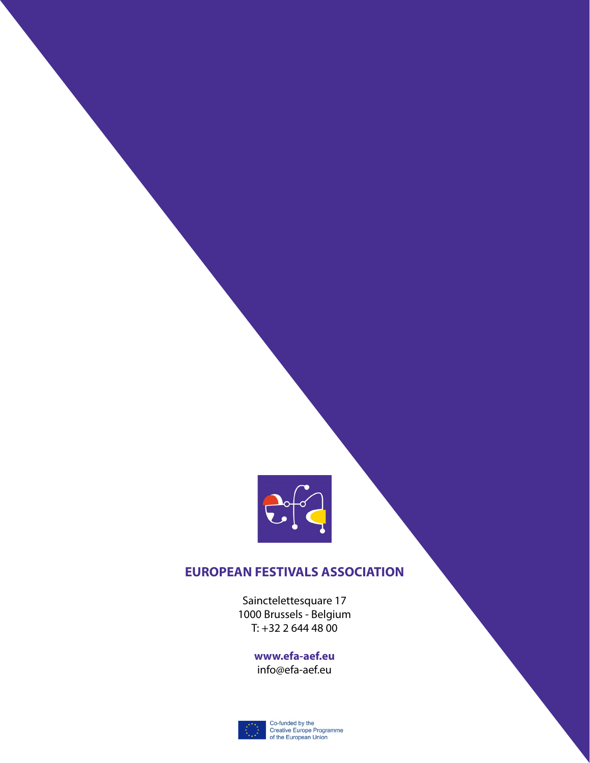**EUROPEAN FESTIVALS ASSOCIATION**

Sainctelettesquare 17
1000 Brussels - Belgium
T: +32 2 644 48 00

**www.efa-aef.eu**
info@efa-aef.eu

Co-funded by the
Creative Europe Programme
of the European Union